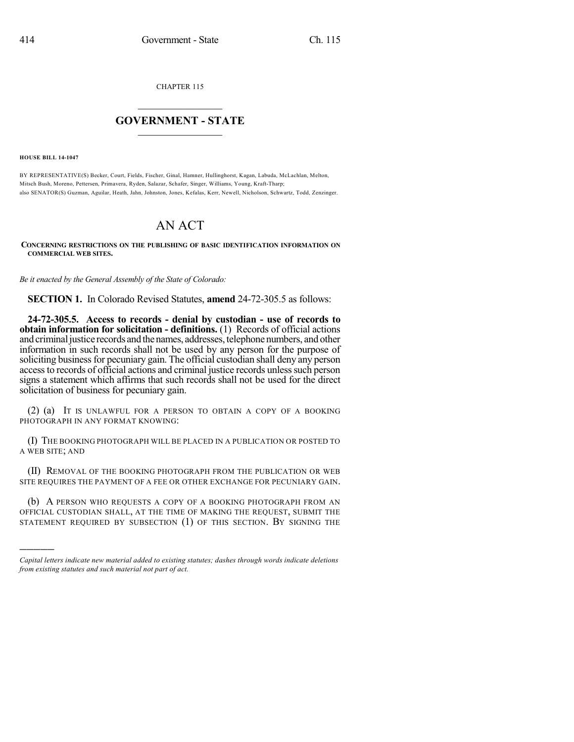CHAPTER 115

## GOVERNMENT - STATE

**HOUSE BILL 14-1047**

BY REPRESENTATIVE(S) Becker, Court, Fields, Fischer, Ginal, Hamner, Hullinghorst, Kagan, Labuda, McLachlan, Melton, Mitsch Bush, Moreno, Pettersen, Primavera, Ryden, Salazar, Schafer, Singer, Williams, Young, Kraft-Tharp; also SENATOR(S) Guzman, Aguilar, Heath, Jahn, Johnston, Jones, Kefalas, Kerr, Newell, Nicholson, Schwartz, Todd, Zenzinger.

# AN ACT

**CONCERNING RESTRICTIONS ON THE PUBLISHING OF BASIC IDENTIFICATION INFORMATION ON COMMERCIAL WEB SITES.**

*Be it enacted by the General Assembly of the State of Colorado:*

**SECTION 1.** In Colorado Revised Statutes, **amend** 24-72-305.5 as follows:

**24-72-305.5. Access to records - denial by custodian - use of records to obtain information for solicitation - definitions.** (1) Records of official actions and criminal justice records and the names, addresses, telephone numbers, and other information in such records shall not be used by any person for the purpose of soliciting business for pecuniary gain. The official custodian shall deny any person access to records of official actions and criminal justice records unless such person signs a statement which affirms that such records shall not be used for the direct solicitation of business for pecuniary gain.

(2) (a) IT IS UNLAWFUL FOR A PERSON TO OBTAIN A COPY OF A BOOKING PHOTOGRAPH IN ANY FORMAT KNOWING:

(I) THE BOOKING PHOTOGRAPH WILL BE PLACED IN A PUBLICATION OR POSTED TO A WEB SITE; AND

(II) REMOVAL OF THE BOOKING PHOTOGRAPH FROM THE PUBLICATION OR WEB SITE REQUIRES THE PAYMENT OF A FEE OR OTHER EXCHANGE FOR PECUNIARY GAIN.

(b) A PERSON WHO REQUESTS A COPY OF A BOOKING PHOTOGRAPH FROM AN OFFICIAL CUSTODIAN SHALL, AT THE TIME OF MAKING THE REQUEST, SUBMIT THE STATEMENT REQUIRED BY SUBSECTION (1) OF THIS SECTION. BY SIGNING THE

*Capital letters indicate new material added to existing statutes; dashes through words indicate deletions from existing statutes and such material not part of act.*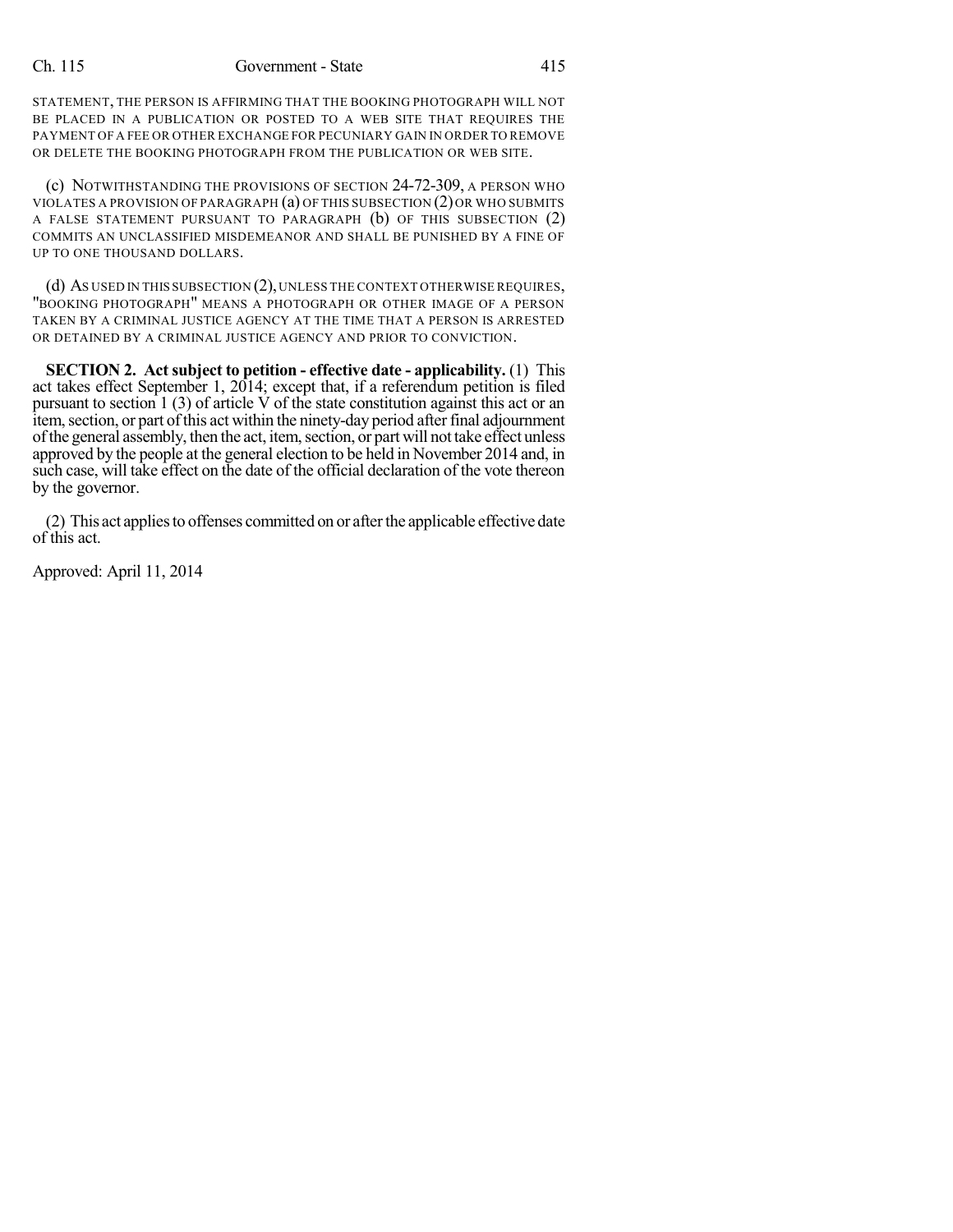STATEMENT, THE PERSON IS AFFIRMING THAT THE BOOKING PHOTOGRAPH WILL NOT BE PLACED IN A PUBLICATION OR POSTED TO A WEB SITE THAT REQUIRES THE PAYMENT OF A FEE OR OTHER EXCHANGE FOR PECUNIARY GAIN IN ORDER TO REMOVE OR DELETE THE BOOKING PHOTOGRAPH FROM THE PUBLICATION OR WEB SITE.

(c) NOTWITHSTANDING THE PROVISIONS OF SECTION 24-72-309, A PERSON WHO VIOLATES A PROVISION OF PARAGRAPH (a) OF THIS SUBSECTION (2) OR WHO SUBMITS A FALSE STATEMENT PURSUANT TO PARAGRAPH (b) OF THIS SUBSECTION (2) COMMITS AN UNCLASSIFIED MISDEMEANOR AND SHALL BE PUNISHED BY A FINE OF UP TO ONE THOUSAND DOLLARS.

(d) AS USED IN THIS SUBSECTION (2), UNLESS THE CONTEXT OTHERWISE REQUIRES, "BOOKING PHOTOGRAPH" MEANS A PHOTOGRAPH OR OTHER IMAGE OF A PERSON TAKEN BY A CRIMINAL JUSTICE AGENCY AT THE TIME THAT A PERSON IS ARRESTED OR DETAINED BY A CRIMINAL JUSTICE AGENCY AND PRIOR TO CONVICTION.

**SECTION 2. Act subject to petition - effective date - applicability.** (1) This act takes effect September 1, 2014; except that, if a referendum petition is filed pursuant to section 1 (3) of article V of the state constitution against this act or an item, section, or part of this act within the ninety-day period after final adjournment of the general assembly, then the act, item, section, or part will not take effect unless approved by the people at the general election to be held in November 2014 and, in such case, will take effect on the date of the official declaration of the vote thereon by the governor.

(2) This act applies to offenses committed on or after the applicable effective date of this act.

Approved: April 11, 2014